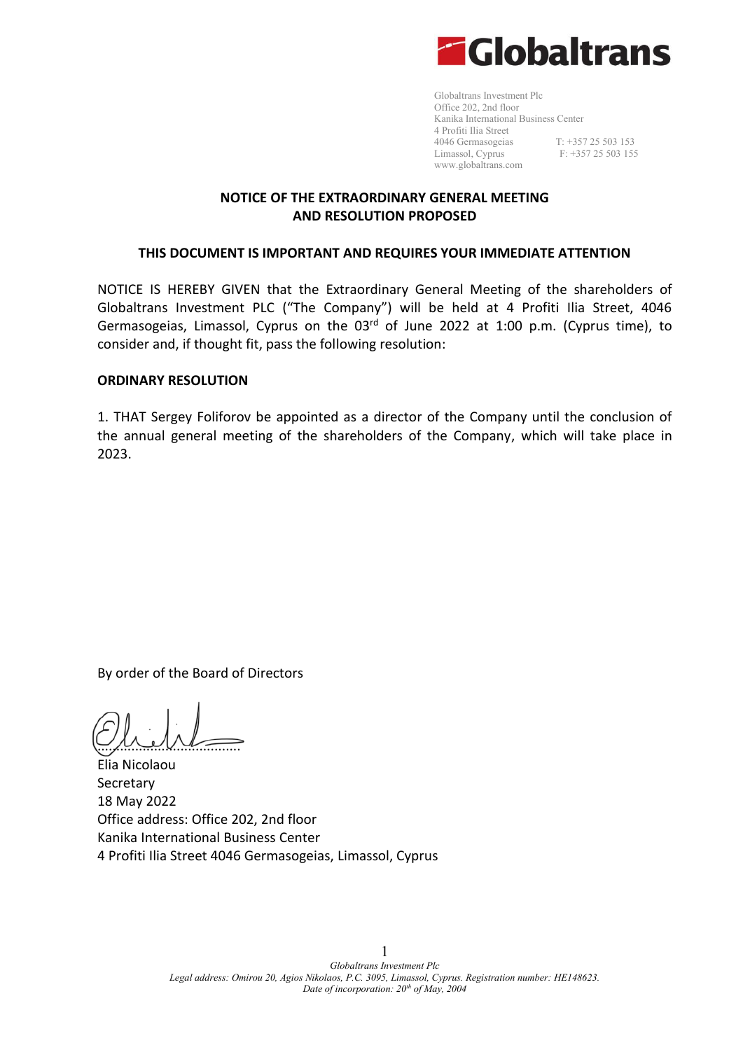Globaltrans

Globaltrans Investment Plc
Office 202, 2nd floor
Kanika International Business Center
4 Profiti Ilia Street
4046 Germasogeias T: +357 25 503 153
Limassol, Cyprus F: +357 25 503 155
www.globaltrans.com

**NOTICE OF THE EXTRAORDINARY GENERAL MEETING**
**AND RESOLUTION PROPOSED**

**THIS DOCUMENT IS IMPORTANT AND REQUIRES YOUR IMMEDIATE ATTENTION**

NOTICE IS HEREBY GIVEN that the Extraordinary General Meeting of the shareholders of Globaltrans Investment PLC ("The Company") will be held at 4 Profiti Ilia Street, 4046 Germasogeias, Limassol, Cyprus on the 03rd of June 2022 at 1:00 p.m. (Cyprus time), to consider and, if thought fit, pass the following resolution:

**ORDINARY RESOLUTION**

1. THAT Sergey Foliforov be appointed as a director of the Company until the conclusion of the annual general meeting of the shareholders of the Company, which will take place in 2023.

By order of the Board of Directors

..................................
Elia Nicolaou
Secretary
18 May 2022
Office address: Office 202, 2nd floor
Kanika International Business Center
4 Profiti Ilia Street 4046 Germasogeias, Limassol, Cyprus

*Globaltrans Investment Plc*
*Legal address: Omirou 20, Agios Nikolaos, P.C. 3095, Limassol, Cyprus. Registration number: HE148623.*
*Date of incorporation: 20th of May, 2004*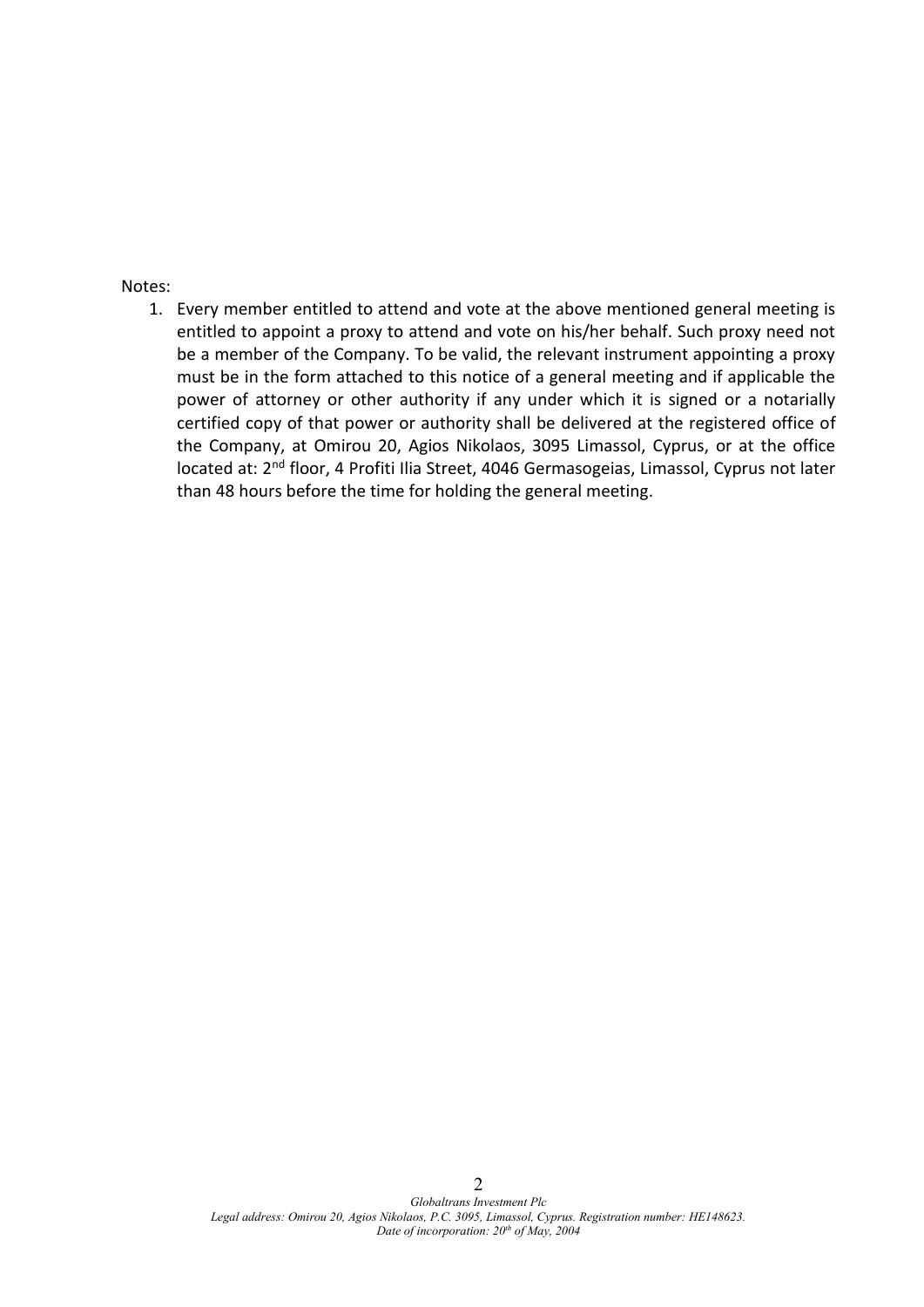Notes:

1. Every member entitled to attend and vote at the above mentioned general meeting is entitled to appoint a proxy to attend and vote on his/her behalf. Such proxy need not be a member of the Company. To be valid, the relevant instrument appointing a proxy must be in the form attached to this notice of a general meeting and if applicable the power of attorney or other authority if any under which it is signed or a notarially certified copy of that power or authority shall be delivered at the registered office of the Company, at Omirou 20, Agios Nikolaos, 3095 Limassol, Cyprus, or at the office located at: 2nd floor, 4 Profiti Ilia Street, 4046 Germasogeias, Limassol, Cyprus not later than 48 hours before the time for holding the general meeting.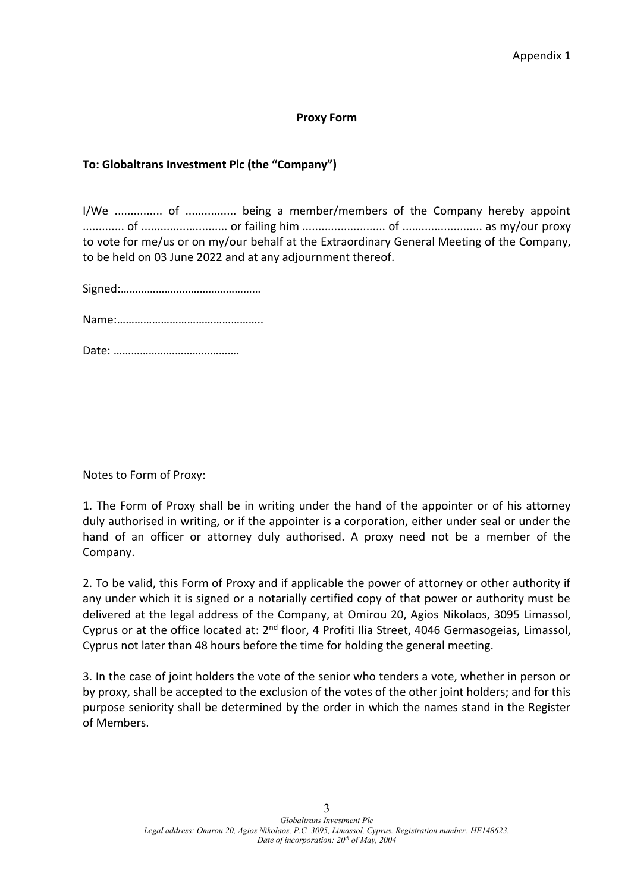Appendix 1

**Proxy Form**

**To: Globaltrans Investment Plc (the "Company")**

I/We ............... of ................ being a member/members of the Company hereby appoint ............. of ........................... or failing him .......................... of ......................... as my/our proxy to vote for me/us or on my/our behalf at the Extraordinary General Meeting of the Company, to be held on 03 June 2022 and at any adjournment thereof.

Signed:…………………………………………

Name:…………………………………………..

Date: …………………………………….

Notes to Form of Proxy:

1. The Form of Proxy shall be in writing under the hand of the appointer or of his attorney duly authorised in writing, or if the appointer is a corporation, either under seal or under the hand of an officer or attorney duly authorised. A proxy need not be a member of the Company.

2. To be valid, this Form of Proxy and if applicable the power of attorney or other authority if any under which it is signed or a notarially certified copy of that power or authority must be delivered at the legal address of the Company, at Omirou 20, Agios Nikolaos, 3095 Limassol, Cyprus or at the office located at: 2nd floor, 4 Profiti Ilia Street, 4046 Germasogeias, Limassol, Cyprus not later than 48 hours before the time for holding the general meeting.

3. In the case of joint holders the vote of the senior who tenders a vote, whether in person or by proxy, shall be accepted to the exclusion of the votes of the other joint holders; and for this purpose seniority shall be determined by the order in which the names stand in the Register of Members.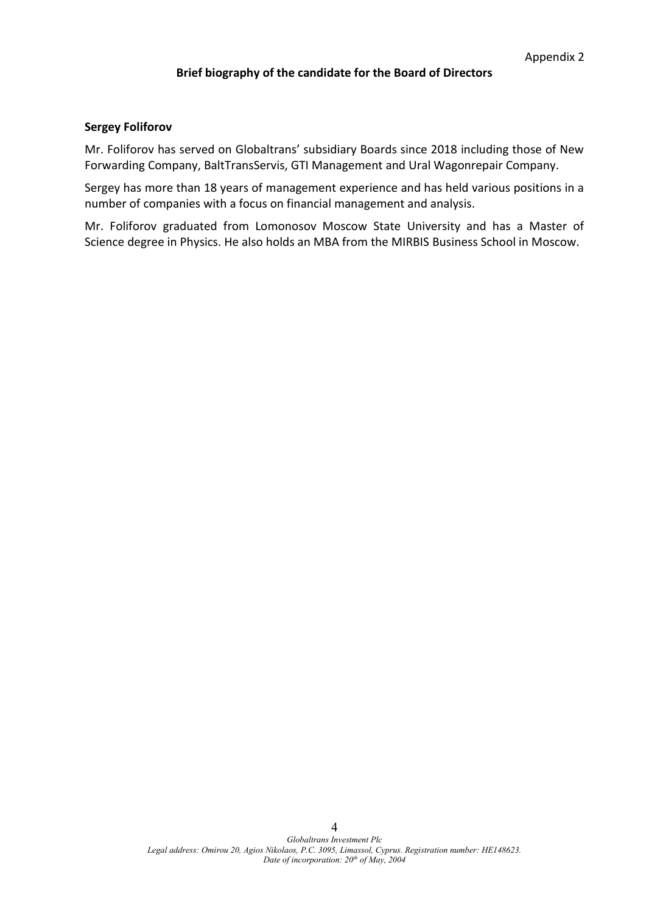Appendix 2

**Brief biography of the candidate for the Board of Directors**

**Sergey Foliforov**

Mr. Foliforov has served on Globaltrans' subsidiary Boards since 2018 including those of New Forwarding Company, BaltTransServis, GTI Management and Ural Wagonrepair Company.

Sergey has more than 18 years of management experience and has held various positions in a number of companies with a focus on financial management and analysis.

Mr. Foliforov graduated from Lomonosov Moscow State University and has a Master of Science degree in Physics. He also holds an MBA from the MIRBIS Business School in Moscow.